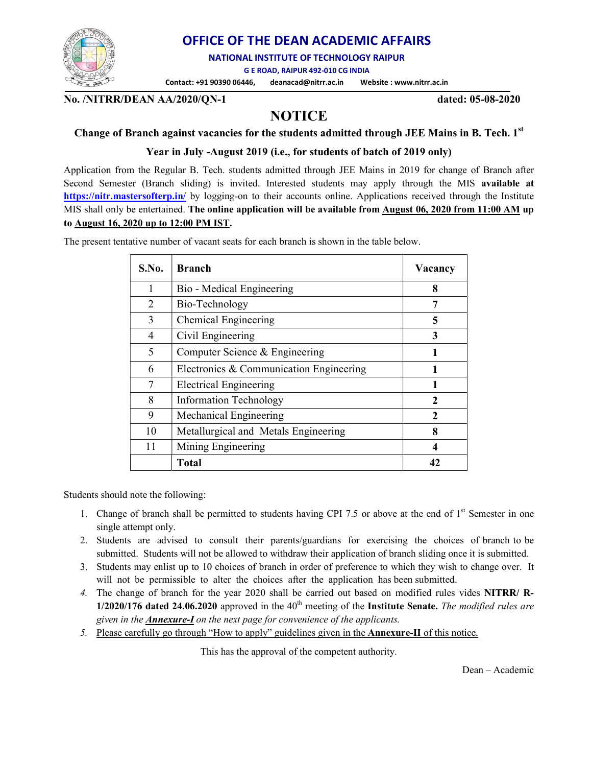# OFFICE OF THE DEAN ACADEMIC AFFAIRS

**NATIONAL INSTITUTE OF TECHNOLOGY RAIPUR**

**G E ROAD, RAIPUR 492-010 CG INDIA**

**Contact: +91 90390 06446, deanacad@nitrr.ac.in Website : www.nitrr.ac.in**

**No. /NITRR/DEAN AA/2020/QN-1** **dated: 05-08-2020**

## NOTICE

### Change of Branch against vacancies for the students admitted through JEE Mains in B. Tech. 1st Year in July -August 2019 (i.e., for students of batch of 2019 only)

Application from the Regular B. Tech. students admitted through JEE Mains in 2019 for change of Branch after Second Semester (Branch sliding) is invited. Interested students may apply through the MIS **available at [https://nitr.mastersofterp.in/](https://nitr.mastersofterp.in/)** by logging-on to their accounts online. Applications received through the Institute MIS shall only be entertained. **The online application will be available from <u>August 06, 2020 from 11:00 AM</u> up to <u>August 16, 2020 up to 12:00 PM IST</u>.**

The present tentative number of vacant seats for each branch is shown in the table below.

| S.No. | Branch | Vacancy |
|---|---|---|
| 1 | Bio - Medical Engineering | **8** |
| 2 | Bio-Technology | **7** |
| 3 | Chemical Engineering | **5** |
| 4 | Civil Engineering | **3** |
| 5 | Computer Science & Engineering | **1** |
| 6 | Electronics & Communication Engineering | **1** |
| 7 | Electrical Engineering | **1** |
| 8 | Information Technology | **2** |
| 9 | Mechanical Engineering | **2** |
| 10 | Metallurgical and Metals Engineering | **8** |
| 11 | Mining Engineering | **4** |
| | **Total** | **42** |

Students should note the following:

1. Change of branch shall be permitted to students having CPI 7.5 or above at the end of 1st Semester in one single attempt only.
2. Students are advised to consult their parents/guardians for exercising the choices of branch to be submitted. Students will not be allowed to withdraw their application of branch sliding once it is submitted.
3. Students may enlist up to 10 choices of branch in order of preference to which they wish to change over. It will not be permissible to alter the choices after the application has been submitted.
4. The change of branch for the year 2020 shall be carried out based on modified rules vides **NITRR/ R-1/2020/176 dated 24.06.2020** approved in the 40th meeting of the **Institute Senate.** *The modified rules are given in the **<u>Annexure-I</u>** on the next page for convenience of the applicants.*
5. <u>Please carefully go through "How to apply" guidelines given in the **Annexure-II** of this notice.</u>

This has the approval of the competent authority.

Dean – Academic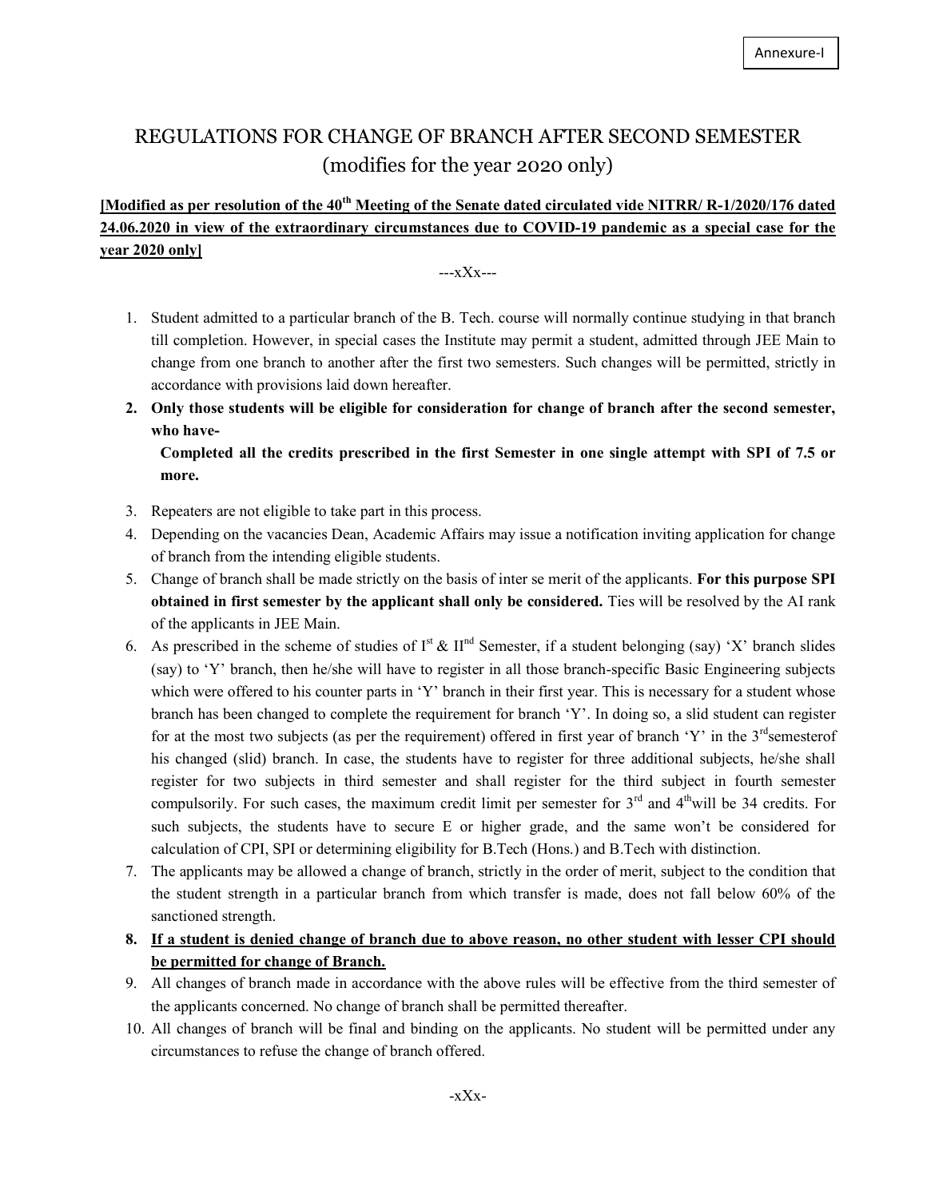Annexure-I

# REGULATIONS FOR CHANGE OF BRANCH AFTER SECOND SEMESTER (modifies for the year 2020 only)

**[Modified as per resolution of the 40th Meeting of the Senate dated circulated vide NITRR/ R-1/2020/176 dated 24.06.2020 in view of the extraordinary circumstances due to COVID-19 pandemic as a special case for the year 2020 only]**

---xXx---

1. Student admitted to a particular branch of the B. Tech. course will normally continue studying in that branch till completion. However, in special cases the Institute may permit a student, admitted through JEE Main to change from one branch to another after the first two semesters. Such changes will be permitted, strictly in accordance with provisions laid down hereafter.
2. **Only those students will be eligible for consideration for change of branch after the second semester, who have-**

   **Completed all the credits prescribed in the first Semester in one single attempt with SPI of 7.5 or more.**
3. Repeaters are not eligible to take part in this process.
4. Depending on the vacancies Dean, Academic Affairs may issue a notification inviting application for change of branch from the intending eligible students.
5. Change of branch shall be made strictly on the basis of inter se merit of the applicants. **For this purpose SPI obtained in first semester by the applicant shall only be considered.** Ties will be resolved by the AI rank of the applicants in JEE Main.
6. As prescribed in the scheme of studies of Ist & IInd Semester, if a student belonging (say) 'X' branch slides (say) to 'Y' branch, then he/she will have to register in all those branch-specific Basic Engineering subjects which were offered to his counter parts in 'Y' branch in their first year. This is necessary for a student whose branch has been changed to complete the requirement for branch 'Y'. In doing so, a slid student can register for at the most two subjects (as per the requirement) offered in first year of branch 'Y' in the 3rdsemesterof his changed (slid) branch. In case, the students have to register for three additional subjects, he/she shall register for two subjects in third semester and shall register for the third subject in fourth semester compulsorily. For such cases, the maximum credit limit per semester for 3rd and 4thwill be 34 credits. For such subjects, the students have to secure E or higher grade, and the same won't be considered for calculation of CPI, SPI or determining eligibility for B.Tech (Hons.) and B.Tech with distinction.
7. The applicants may be allowed a change of branch, strictly in the order of merit, subject to the condition that the student strength in a particular branch from which transfer is made, does not fall below 60% of the sanctioned strength.
8. **If a student is denied change of branch due to above reason, no other student with lesser CPI should be permitted for change of Branch.**
9. All changes of branch made in accordance with the above rules will be effective from the third semester of the applicants concerned. No change of branch shall be permitted thereafter.
10. All changes of branch will be final and binding on the applicants. No student will be permitted under any circumstances to refuse the change of branch offered.

-xXx-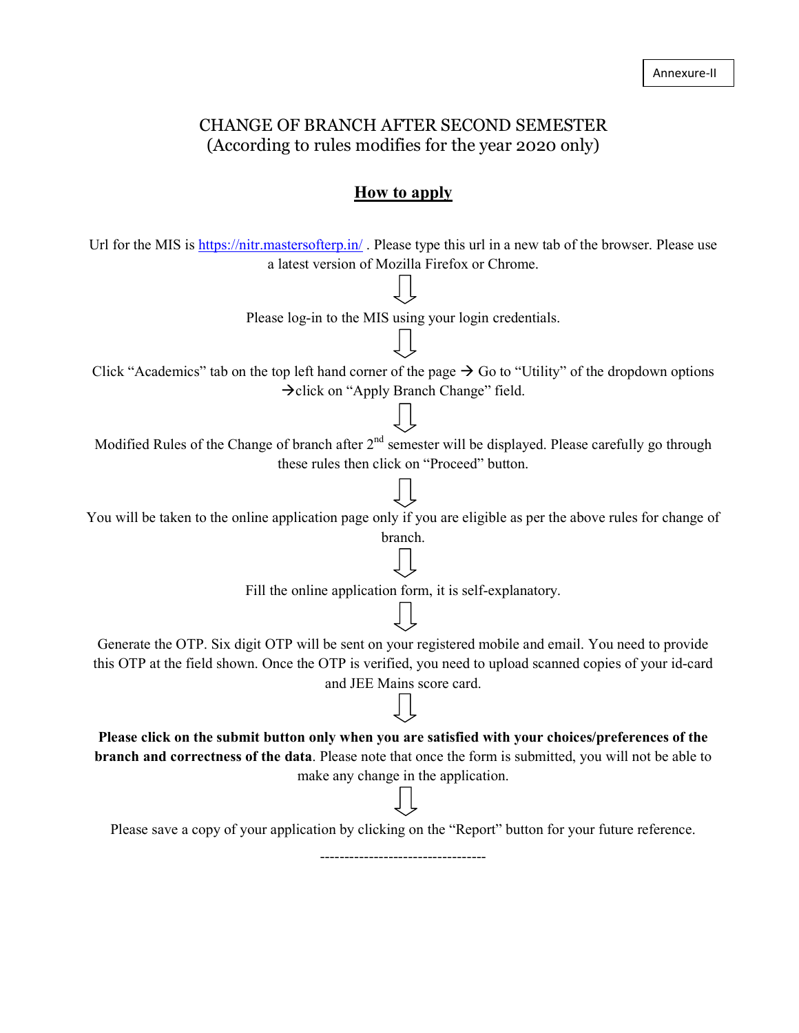Annexure-II

# CHANGE OF BRANCH AFTER SECOND SEMESTER
(According to rules modifies for the year 2020 only)

## How to apply

Url for the MIS is https://nitr.mastersofterp.in/ . Please type this url in a new tab of the browser. Please use a latest version of Mozilla Firefox or Chrome.

⇩

Please log-in to the MIS using your login credentials.

⇩

Click "Academics" tab on the top left hand corner of the page → Go to "Utility" of the dropdown options →click on "Apply Branch Change" field.

⇩

Modified Rules of the Change of branch after 2nd semester will be displayed. Please carefully go through these rules then click on "Proceed" button.

⇩

You will be taken to the online application page only if you are eligible as per the above rules for change of branch.

⇩

Fill the online application form, it is self-explanatory.

⇩

Generate the OTP. Six digit OTP will be sent on your registered mobile and email. You need to provide this OTP at the field shown. Once the OTP is verified, you need to upload scanned copies of your id-card and JEE Mains score card.

⇩

**Please click on the submit button only when you are satisfied with your choices/preferences of the branch and correctness of the data**. Please note that once the form is submitted, you will not be able to make any change in the application.

⇩

Please save a copy of your application by clicking on the "Report" button for your future reference.

----------------------------------